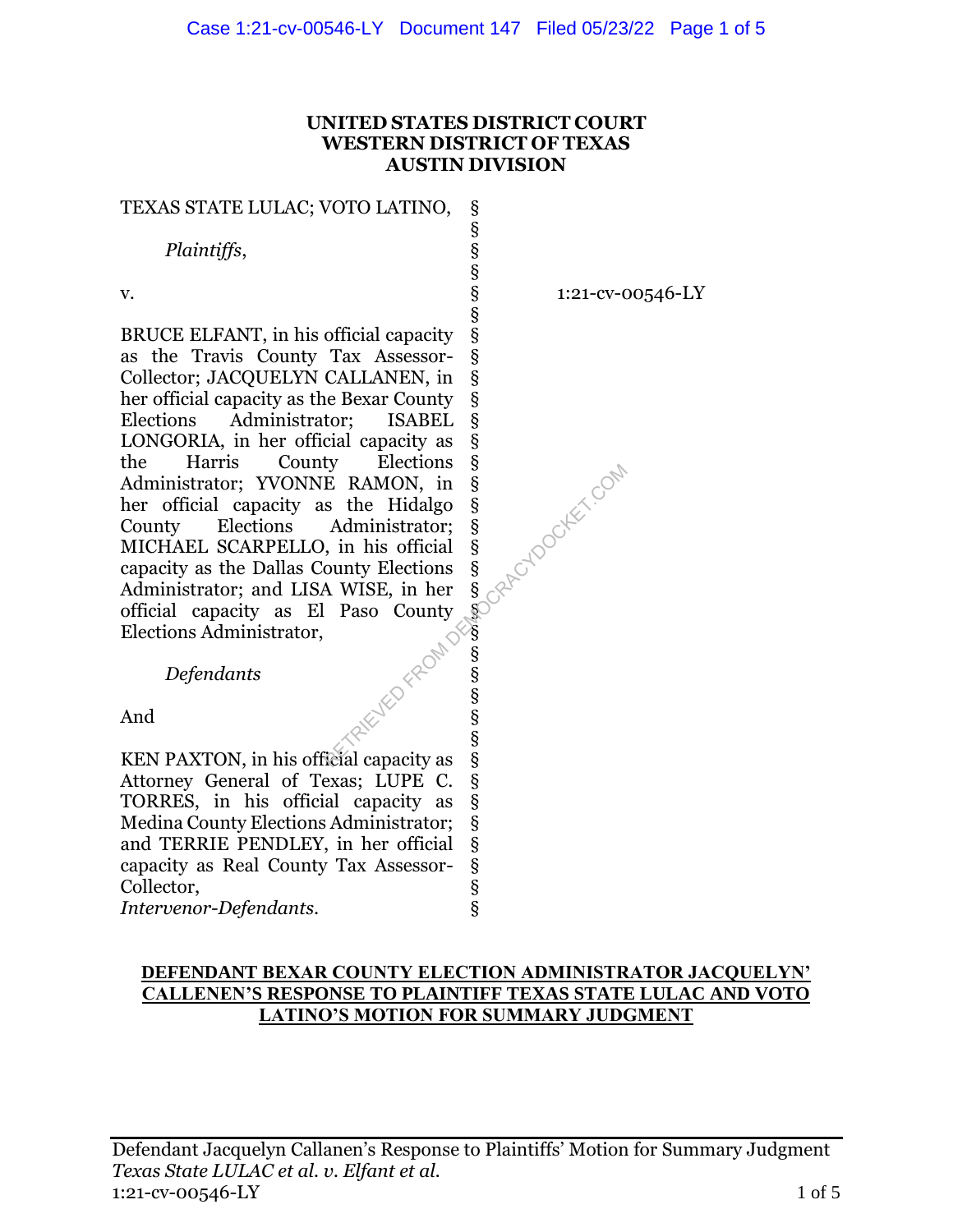**UNITED STATES DISTRICT COURT**
**WESTERN DISTRICT OF TEXAS**
**AUSTIN DIVISION**

| | | |
|---|---|---|
| TEXAS STATE LULAC; VOTO LATINO, | § | |
| | § | |
| *Plaintiffs*, | § | |
| | § | |
| v. | § | 1:21-cv-00546-LY |
| | § | |
| BRUCE ELFANT, in his official capacity as the Travis County Tax Assessor-Collector; JACQUELYN CALLANEN, in her official capacity as the Bexar County Elections Administrator; ISABEL LONGORIA, in her official capacity as the Harris County Elections Administrator; YVONNE RAMON, in her official capacity as the Hidalgo County Elections Administrator; MICHAEL SCARPELLO, in his official capacity as the Dallas County Elections Administrator; and LISA WISE, in her official capacity as El Paso County Elections Administrator, | § | |
| | § | |
| *Defendants* | § | |
| | § | |
| And | § | |
| | § | |
| KEN PAXTON, in his official capacity as Attorney General of Texas; LUPE C. TORRES, in his official capacity as Medina County Elections Administrator; and TERRIE PENDLEY, in her official capacity as Real County Tax Assessor-Collector, | § | |
| *Intervenor-Defendants.* | § | |

**DEFENDANT BEXAR COUNTY ELECTION ADMINISTRATOR JACQUELYN' CALLENEN'S RESPONSE TO PLAINTIFF TEXAS STATE LULAC AND VOTO LATINO'S MOTION FOR SUMMARY JUDGMENT**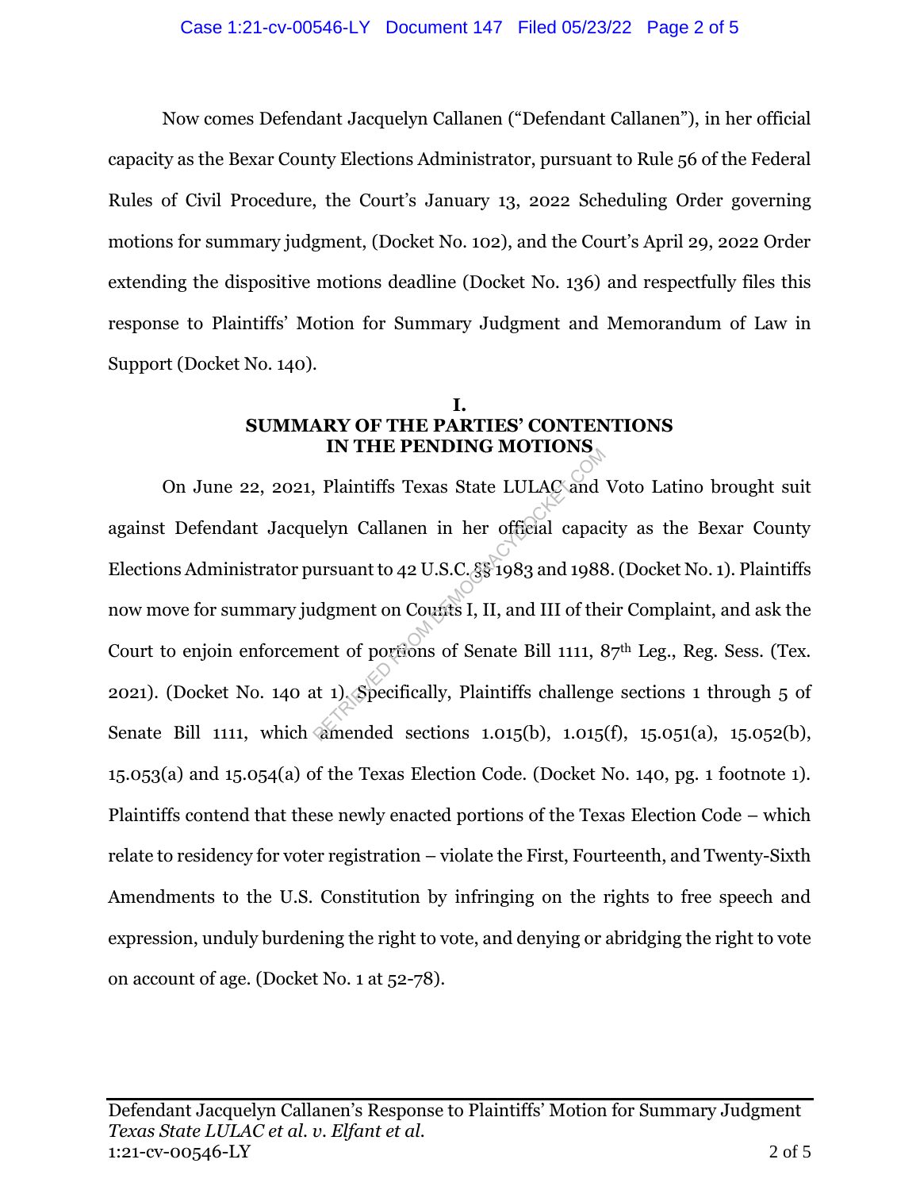Now comes Defendant Jacquelyn Callanen ("Defendant Callanen"), in her official capacity as the Bexar County Elections Administrator, pursuant to Rule 56 of the Federal Rules of Civil Procedure, the Court's January 13, 2022 Scheduling Order governing motions for summary judgment, (Docket No. 102), and the Court's April 29, 2022 Order extending the dispositive motions deadline (Docket No. 136) and respectfully files this response to Plaintiffs' Motion for Summary Judgment and Memorandum of Law in Support (Docket No. 140).

## I.
## SUMMARY OF THE PARTIES' CONTENTIONS IN THE PENDING MOTIONS

On June 22, 2021, Plaintiffs Texas State LULAC and Voto Latino brought suit against Defendant Jacquelyn Callanen in her official capacity as the Bexar County Elections Administrator pursuant to 42 U.S.C. §§ 1983 and 1988. (Docket No. 1). Plaintiffs now move for summary judgment on Counts I, II, and III of their Complaint, and ask the Court to enjoin enforcement of portions of Senate Bill 1111, 87th Leg., Reg. Sess. (Tex. 2021). (Docket No. 140 at 1). Specifically, Plaintiffs challenge sections 1 through 5 of Senate Bill 1111, which amended sections 1.015(b), 1.015(f), 15.051(a), 15.052(b), 15.053(a) and 15.054(a) of the Texas Election Code. (Docket No. 140, pg. 1 footnote 1). Plaintiffs contend that these newly enacted portions of the Texas Election Code – which relate to residency for voter registration – violate the First, Fourteenth, and Twenty-Sixth Amendments to the U.S. Constitution by infringing on the rights to free speech and expression, unduly burdening the right to vote, and denying or abridging the right to vote on account of age. (Docket No. 1 at 52-78).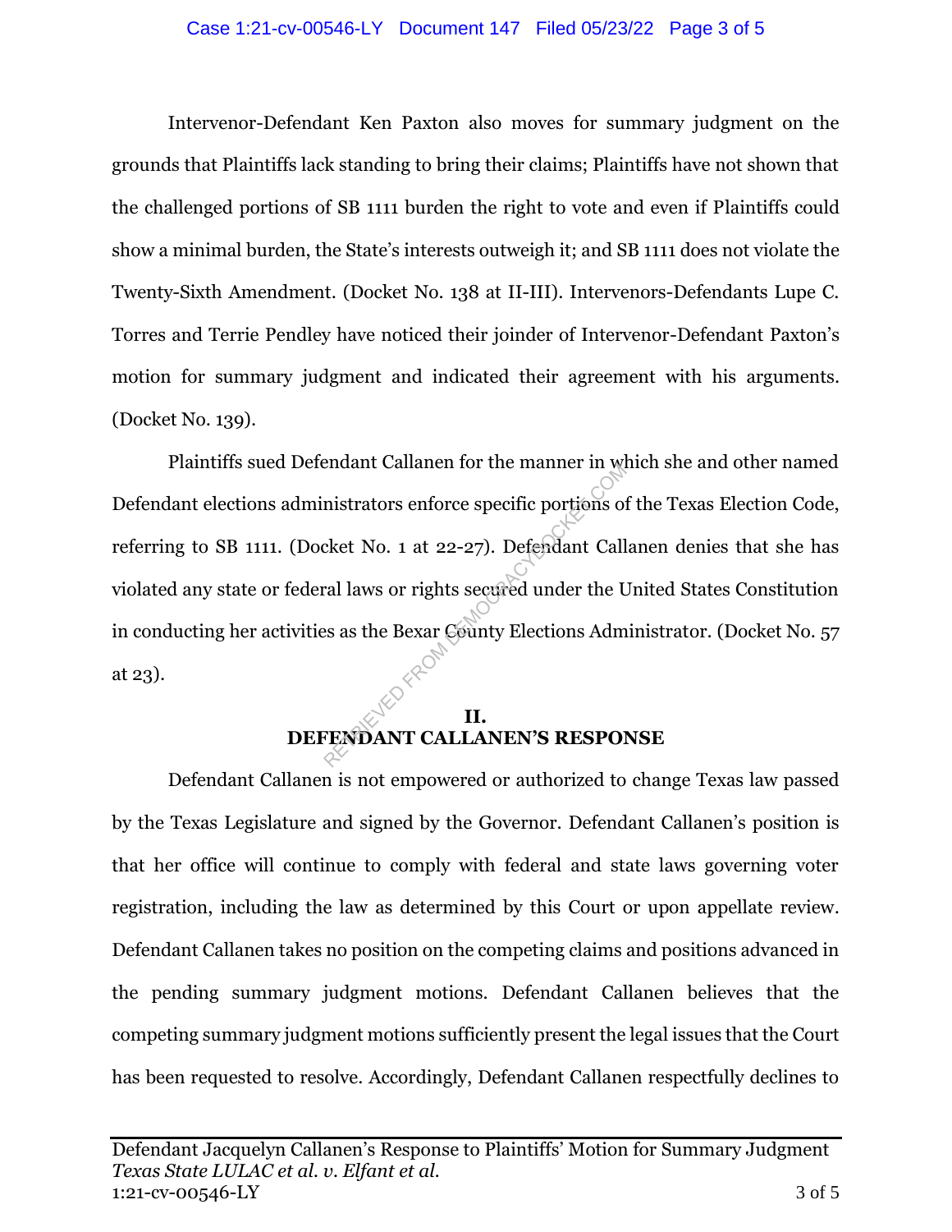Intervenor-Defendant Ken Paxton also moves for summary judgment on the grounds that Plaintiffs lack standing to bring their claims; Plaintiffs have not shown that the challenged portions of SB 1111 burden the right to vote and even if Plaintiffs could show a minimal burden, the State's interests outweigh it; and SB 1111 does not violate the Twenty-Sixth Amendment. (Docket No. 138 at II-III). Intervenors-Defendants Lupe C. Torres and Terrie Pendley have noticed their joinder of Intervenor-Defendant Paxton's motion for summary judgment and indicated their agreement with his arguments. (Docket No. 139).

Plaintiffs sued Defendant Callanen for the manner in which she and other named Defendant elections administrators enforce specific portions of the Texas Election Code, referring to SB 1111. (Docket No. 1 at 22-27). Defendant Callanen denies that she has violated any state or federal laws or rights secured under the United States Constitution in conducting her activities as the Bexar County Elections Administrator. (Docket No. 57 at 23).

## II.
## DEFENDANT CALLANEN'S RESPONSE

Defendant Callanen is not empowered or authorized to change Texas law passed by the Texas Legislature and signed by the Governor. Defendant Callanen's position is that her office will continue to comply with federal and state laws governing voter registration, including the law as determined by this Court or upon appellate review. Defendant Callanen takes no position on the competing claims and positions advanced in the pending summary judgment motions. Defendant Callanen believes that the competing summary judgment motions sufficiently present the legal issues that the Court has been requested to resolve. Accordingly, Defendant Callanen respectfully declines to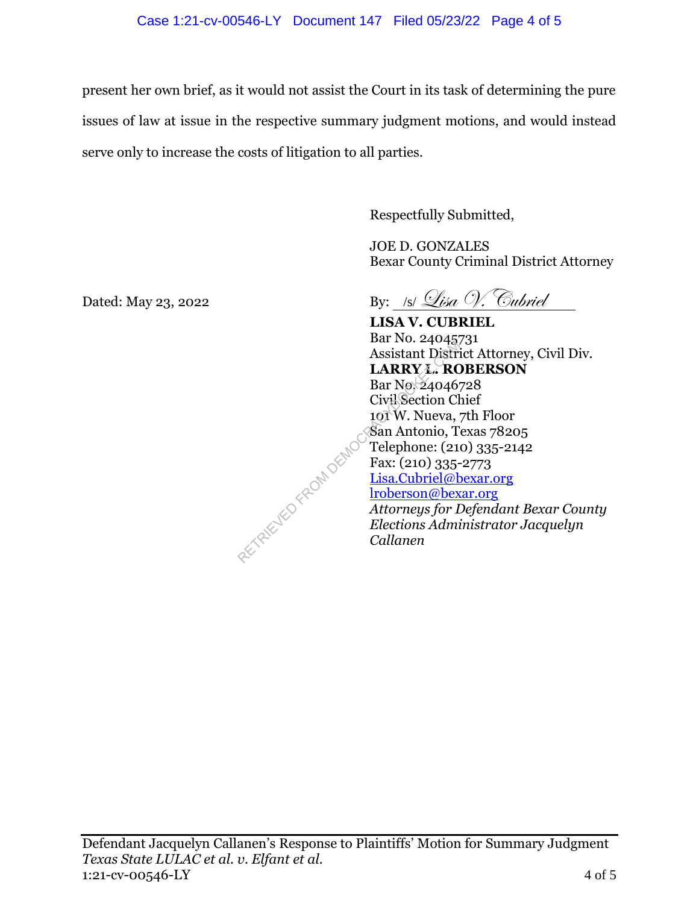present her own brief, as it would not assist the Court in its task of determining the pure issues of law at issue in the respective summary judgment motions, and would instead serve only to increase the costs of litigation to all parties.

Respectfully Submitted,

JOE D. GONZALES
Bexar County Criminal District Attorney

Dated: May 23, 2022

By: /s/ *Lisa V. Cubriel*

**LISA V. CUBRIEL**
Bar No. 24045731
Assistant District Attorney, Civil Div.
**LARRY L. ROBERSON**
Bar No. 24046728
Civil Section Chief
101 W. Nueva, 7th Floor
San Antonio, Texas 78205
Telephone: (210) 335-2142
Fax: (210) 335-2773
Lisa.Cubriel@bexar.org
lroberson@bexar.org
*Attorneys for Defendant Bexar County Elections Administrator Jacquelyn Callanen*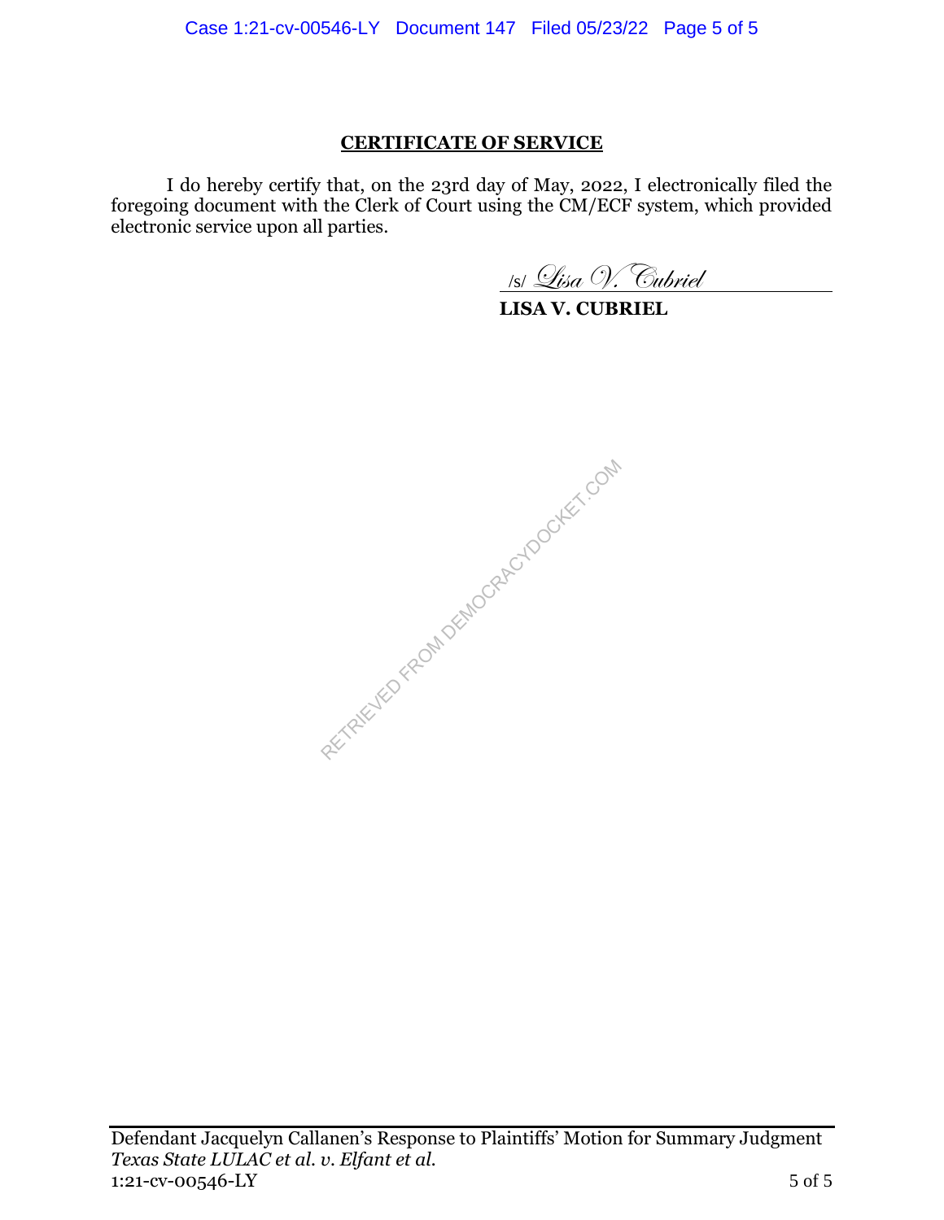**CERTIFICATE OF SERVICE**

I do hereby certify that, on the 23rd day of May, 2022, I electronically filed the foregoing document with the Clerk of Court using the CM/ECF system, which provided electronic service upon all parties.

/s/ *Lisa V. Cubriel*

**LISA V. CUBRIEL**